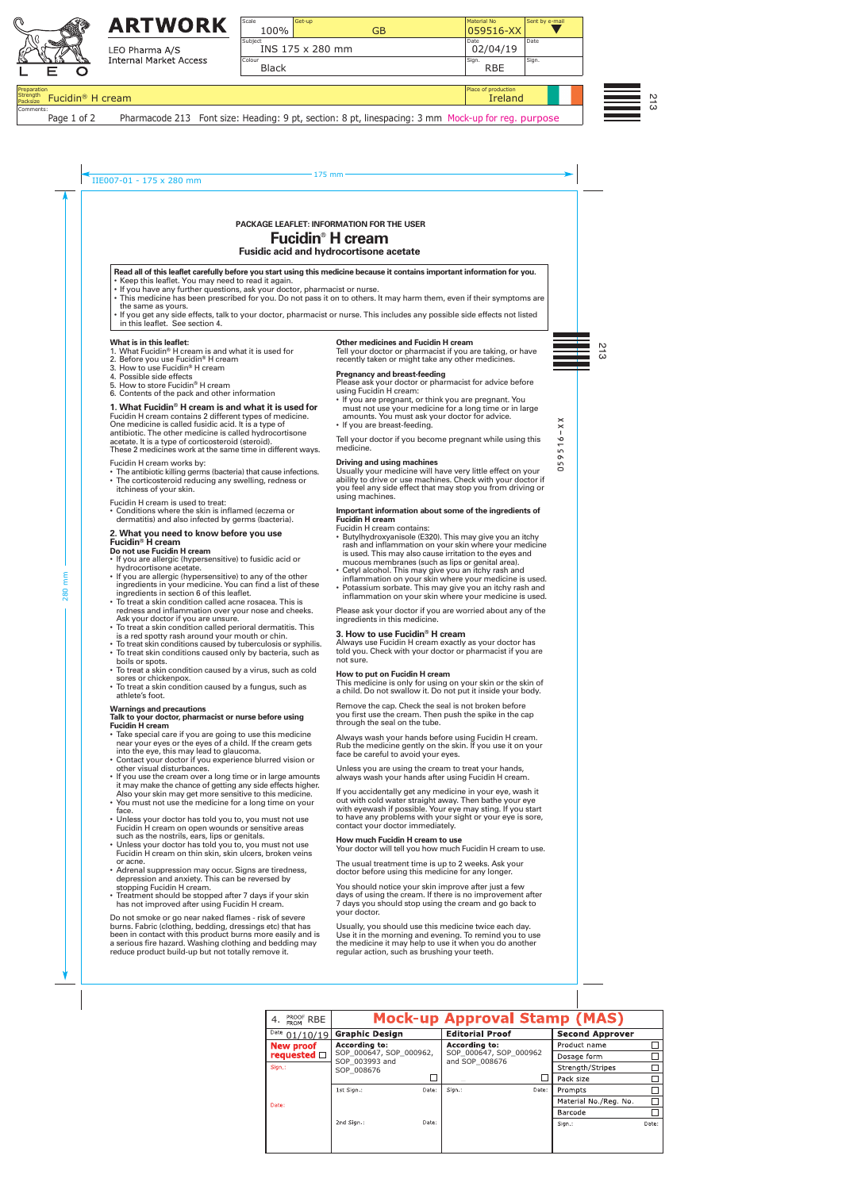PACKAGE LEAFLET: INFORMATION FOR THE USER

# Fucidin® H cream

**Fusidic acid and hydrocortisone acetate**

**Read all of this leaflet carefully before you start using this medicine because it contains important information for you.**

- Keep this leaflet. You may need to read it again.
- If you have any further questions, ask your doctor, pharmacist or nurse.
- This medicine has been prescribed for you. Do not pass it on to others. It may harm them, even if their symptoms are the same as yours.
- If you get any side effects, talk to your doctor, pharmacist or nurse. This includes any possible side effects not listed in this leaflet. See section 4.

**What is in this leaflet:**

1. What Fucidin® H cream is and what it is used for
2. Before you use Fucidin® H cream
3. How to use Fucidin® H cream
4. Possible side effects
5. How to store Fucidin® H cream
6. Contents of the pack and other information

## 1. What Fucidin® H cream is and what it is used for

Fucidin H cream contains 2 different types of medicine. One medicine is called fusidic acid. It is a type of antibiotic. The other medicine is called hydrocortisone acetate. It is a type of corticosteroid (steroid). These 2 medicines work at the same time in different ways.

Fucidin H cream works by:

- The antibiotic killing germs (bacteria) that cause infections.
- The corticosteroid reducing any swelling, redness or itchiness of your skin.

Fucidin H cream is used to treat:

- Conditions where the skin is inflamed (eczema or dermatitis) and also infected by germs (bacteria).

## 2. What you need to know before you use Fucidin® H cream

**Do not use Fucidin H cream**

- If you are allergic (hypersensitive) to fusidic acid or hydrocortisone acetate.
- If you are allergic (hypersensitive) to any of the other ingredients in your medicine. You can find a list of these ingredients in section 6 of this leaflet.
- To treat a skin condition called acne rosacea. This is redness and inflammation over your nose and cheeks. Ask your doctor if you are unsure.
- To treat a skin condition called perioral dermatitis. This is a red spotty rash around your mouth or chin.
- To treat skin conditions caused by tuberculosis or syphilis.
- To treat skin conditions caused only by bacteria, such as boils or spots.
- To treat a skin condition caused by a virus, such as cold sores or chickenpox.
- To treat a skin condition caused by a fungus, such as athlete's foot.

**Warnings and precautions**

**Talk to your doctor, pharmacist or nurse before using Fucidin H cream**

- Take special care if you are going to use this medicine near your eyes or the eyes of a child. If the cream gets into the eye, this may lead to glaucoma.
- Contact your doctor if you experience blurred vision or other visual disturbances.
- If you use the cream over a long time or in large amounts it may make the chance of getting any side effects higher. Also your skin may get more sensitive to this medicine.
- You must not use the medicine for a long time on your face.
- Unless your doctor has told you to, you must not use Fucidin H cream on open wounds or sensitive areas such as the nostrils, ears, lips or genitals.
- Unless your doctor has told you to, you must not use Fucidin H cream on thin skin, skin ulcers, broken veins or acne.
- Adrenal suppression may occur. Signs are tiredness, depression and anxiety. This can be reversed by stopping Fucidin H cream.
- Treatment should be stopped after 7 days if your skin has not improved after using Fucidin H cream.

Do not smoke or go near naked flames - risk of severe burns. Fabric (clothing, bedding, dressings etc) that has been in contact with this product burns more easily and is a serious fire hazard. Washing clothing and bedding may reduce product build-up but not totally remove it.

**Other medicines and Fucidin H cream**

Tell your doctor or pharmacist if you are taking, or have recently taken or might take any other medicines.

**Pregnancy and breast-feeding**

Please ask your doctor or pharmacist for advice before using Fucidin H cream:

- If you are pregnant, or think you are pregnant. You must not use your medicine for a long time or in large amounts. You must ask your doctor for advice.
- If you are breast-feeding.

Tell your doctor if you become pregnant while using this medicine.

**Driving and using machines**

Usually your medicine will have very little effect on your ability to drive or use machines. Check with your doctor if you feel any side effect that may stop you from driving or using machines.

**Important information about some of the ingredients of Fucidin H cream**

Fucidin H cream contains:

- Butylhydroxyanisole (E320). This may give you an itchy rash and inflammation on your skin where your medicine is used. This may also cause irritation to the eyes and mucous membranes (such as lips or genital area).
- Cetyl alcohol. This may give you an itchy rash and inflammation on your skin where your medicine is used.
- Potassium sorbate. This may give you an itchy rash and inflammation on your skin where your medicine is used.

Please ask your doctor if you are worried about any of the ingredients in this medicine.

## 3. How to use Fucidin® H cream

Always use Fucidin H cream exactly as your doctor has told you. Check with your doctor or pharmacist if you are not sure.

**How to put on Fucidin H cream**

This medicine is only for using on your skin or the skin of a child. Do not swallow it. Do not put it inside your body.

Remove the cap. Check the seal is not broken before you first use the cream. Then push the spike in the cap through the seal on the tube.

Always wash your hands before using Fucidin H cream. Rub the medicine gently on the skin. If you use it on your face be careful to avoid your eyes.

Unless you are using the cream to treat your hands, always wash your hands after using Fucidin H cream.

If you accidentally get any medicine in your eye, wash it out with cold water straight away. Then bathe your eye with eyewash if possible. Your eye may sting. If you start to have any problems with your sight or your eye is sore, contact your doctor immediately.

**How much Fucidin H cream to use**

Your doctor will tell you how much Fucidin H cream to use.

The usual treatment time is up to 2 weeks. Ask your doctor before using this medicine for any longer.

You should notice your skin improve after just a few days of using the cream. If there is no improvement after 7 days you should stop using the cream and go back to your doctor.

Usually, you should use this medicine twice each day. Use it in the morning and evening. To remind you to use the medicine it may help to use it when you do another regular action, such as brushing your teeth.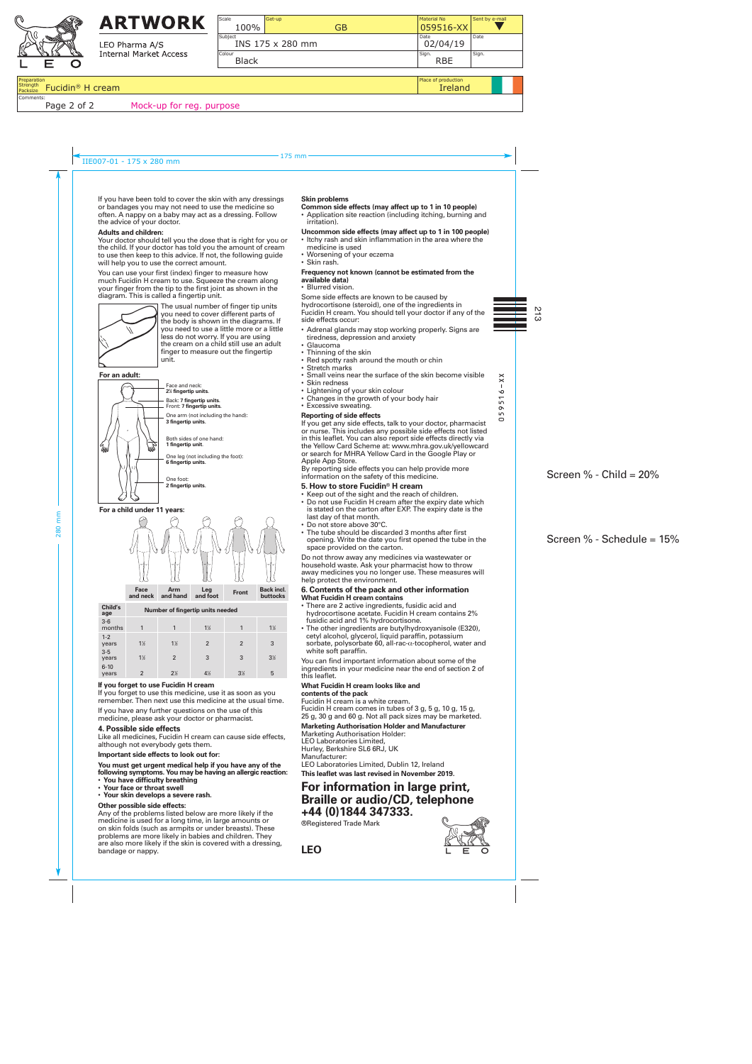If you have been told to cover the skin with any dressings or bandages you may not need to use the medicine so often. A nappy on a baby may act as a dressing. Follow the advice of your doctor.

**Adults and children:**

Your doctor should tell you the dose that is right for you or the child. If your doctor has told you the amount of cream to use then keep to this advice. If not, the following guide will help you to use the correct amount.

You can use your first (index) finger to measure how much Fucidin H cream to use. Squeeze the cream along your finger from the tip to the first joint as shown in the diagram. This is called a fingertip unit.

The usual number of finger tip units you need to cover different parts of the body is shown in the diagrams. If you need to use a little more or a little less do not worry. If you are using the cream on a child still use an adult finger to measure out the fingertip unit.

**For an adult:**

Face and neck: **2½ fingertip units**.

Back: **7 fingertip units**.
Front: **7 fingertip units**.

One arm (not including the hand): **3 fingertip units**.

Both sides of one hand: **1 fingertip unit**.

One leg (not including the foot): **6 fingertip units**.

One foot: **2 fingertip units**.

**For a child under 11 years:**

| Child's age | Face and neck | Arm and hand | Leg and foot | Front | Back incl. buttocks |
|---|---|---|---|---|---|
| | Number of fingertip units needed | | | | |
| 3-6 months | 1 | 1 | 1½ | 1 | 1½ |
| 1-2 years | 1½ | 1½ | 2 | 2 | 3 |
| 3-5 years | 1½ | 2 | 3 | 3 | 3½ |
| 6-10 years | 2 | 2½ | 4½ | 3½ | 5 |

**If you forget to use Fucidin H cream**

If you forget to use this medicine, use it as soon as you remember. Then next use this medicine at the usual time.

If you have any further questions on the use of this medicine, please ask your doctor or pharmacist.

### 4. Possible side effects

Like all medicines, Fucidin H cream can cause side effects, although not everybody gets them.

**Important side effects to look out for:**

**You must get urgent medical help if you have any of the following symptoms. You may be having an allergic reaction:**

- **You have difficulty breathing**
- **Your face or throat swell**
- **Your skin develops a severe rash.**

**Other possible side effects:**

Any of the problems listed below are more likely if the medicine is used for a long time, in large amounts or on skin folds (such as armpits or under breasts). These problems are more likely in babies and children. They are also more likely if the skin is covered with a dressing, bandage or nappy.

**Skin problems**

**Common side effects (may affect up to 1 in 10 people)**

- Application site reaction (including itching, burning and irritation).

**Uncommon side effects (may affect up to 1 in 100 people)**

- Itchy rash and skin inflammation in the area where the medicine is used
- Worsening of your eczema
- Skin rash.

**Frequency not known (cannot be estimated from the available data)**

- Blurred vision.

Some side effects are known to be caused by hydrocortisone (steroid), one of the ingredients in Fucidin H cream. You should tell your doctor if any of the side effects occur:

- Adrenal glands may stop working properly. Signs are tiredness, depression and anxiety
- Glaucoma
- Thinning of the skin
- Red spotty rash around the mouth or chin
- Stretch marks
- Small veins near the surface of the skin become visible
- Skin redness
- Lightening of your skin colour
- Changes in the growth of your body hair
- Excessive sweating.

**Reporting of side effects**

If you get any side effects, talk to your doctor, pharmacist or nurse. This includes any possible side effects not listed in this leaflet. You can also report side effects directly via the Yellow Card Scheme at: www.mhra.gov.uk/yellowcard or search for MHRA Yellow Card in the Google Play or Apple App Store.

By reporting side effects you can help provide more information on the safety of this medicine.

### 5. How to store Fucidin® H cream

- Keep out of the sight and the reach of children.
- Do not use Fucidin H cream after the expiry date which is stated on the carton after EXP. The expiry date is the last day of that month.
- Do not store above 30°C.
- The tube should be discarded 3 months after first opening. Write the date you first opened the tube in the space provided on the carton.

Do not throw away any medicines via wastewater or household waste. Ask your pharmacist how to throw away medicines you no longer use. These measures will help protect the environment.

### 6. Contents of the pack and other information

**What Fucidin H cream contains**

- There are 2 active ingredients, fusidic acid and hydrocortisone acetate. Fucidin H cream contains 2% fusidic acid and 1% hydrocortisone.
- The other ingredients are butylhydroxyanisole (E320), cetyl alcohol, glycerol, liquid paraffin, potassium sorbate, polysorbate 60, all-rac-α-tocopherol, water and white soft paraffin.

You can find important information about some of the ingredients in your medicine near the end of section 2 of this leaflet.

**What Fucidin H cream looks like and contents of the pack**

Fucidin H cream is a white cream.

Fucidin H cream comes in tubes of 3 g, 5 g, 10 g, 15 g, 25 g, 30 g and 60 g. Not all pack sizes may be marketed.

**Marketing Authorisation Holder and Manufacturer**

Marketing Authorisation Holder:
LEO Laboratories Limited,
Hurley, Berkshire SL6 6RJ, UK

Manufacturer:
LEO Laboratories Limited, Dublin 12, Ireland

**This leaflet was last revised in November 2019.**

## For information in large print, Braille or audio/CD, telephone +44 (0)1844 347333.

®Registered Trade Mark

**LEO**